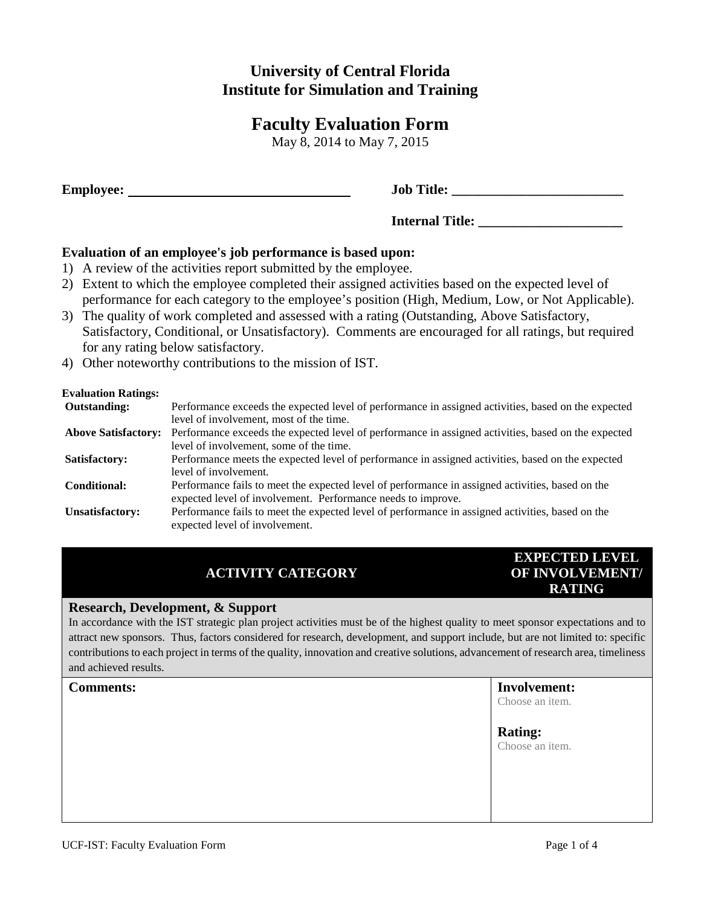# University of Central Florida
# Institute for Simulation and Training

## Faculty Evaluation Form

May 8, 2014 to May 7, 2015

**Employee:** ________________________________ **Job Title:** _________________________

**Internal Title:** _____________________

### Evaluation of an employee's job performance is based upon:

1) A review of the activities report submitted by the employee.
2) Extent to which the employee completed their assigned activities based on the expected level of performance for each category to the employee's position (High, Medium, Low, or Not Applicable).
3) The quality of work completed and assessed with a rating (Outstanding, Above Satisfactory, Satisfactory, Conditional, or Unsatisfactory). Comments are encouraged for all ratings, but required for any rating below satisfactory.
4) Other noteworthy contributions to the mission of IST.

**Evaluation Ratings:**

| | |
|---|---|
| **Outstanding:** | Performance exceeds the expected level of performance in assigned activities, based on the expected level of involvement, most of the time. |
| **Above Satisfactory:** | Performance exceeds the expected level of performance in assigned activities, based on the expected level of involvement, some of the time. |
| **Satisfactory:** | Performance meets the expected level of performance in assigned activities, based on the expected level of involvement. |
| **Conditional:** | Performance fails to meet the expected level of performance in assigned activities, based on the expected level of involvement. Performance needs to improve. |
| **Unsatisfactory:** | Performance fails to meet the expected level of performance in assigned activities, based on the expected level of involvement. |

| ACTIVITY CATEGORY | EXPECTED LEVEL OF INVOLVEMENT/ RATING |
|---|---|
| **Research, Development, & Support**<br>In accordance with the IST strategic plan project activities must be of the highest quality to meet sponsor expectations and to attract new sponsors. Thus, factors considered for research, development, and support include, but are not limited to: specific contributions to each project in terms of the quality, innovation and creative solutions, advancement of research area, timeliness and achieved results. | |
| **Comments:** | **Involvement:**<br>Choose an item.<br><br>**Rating:**<br>Choose an item. |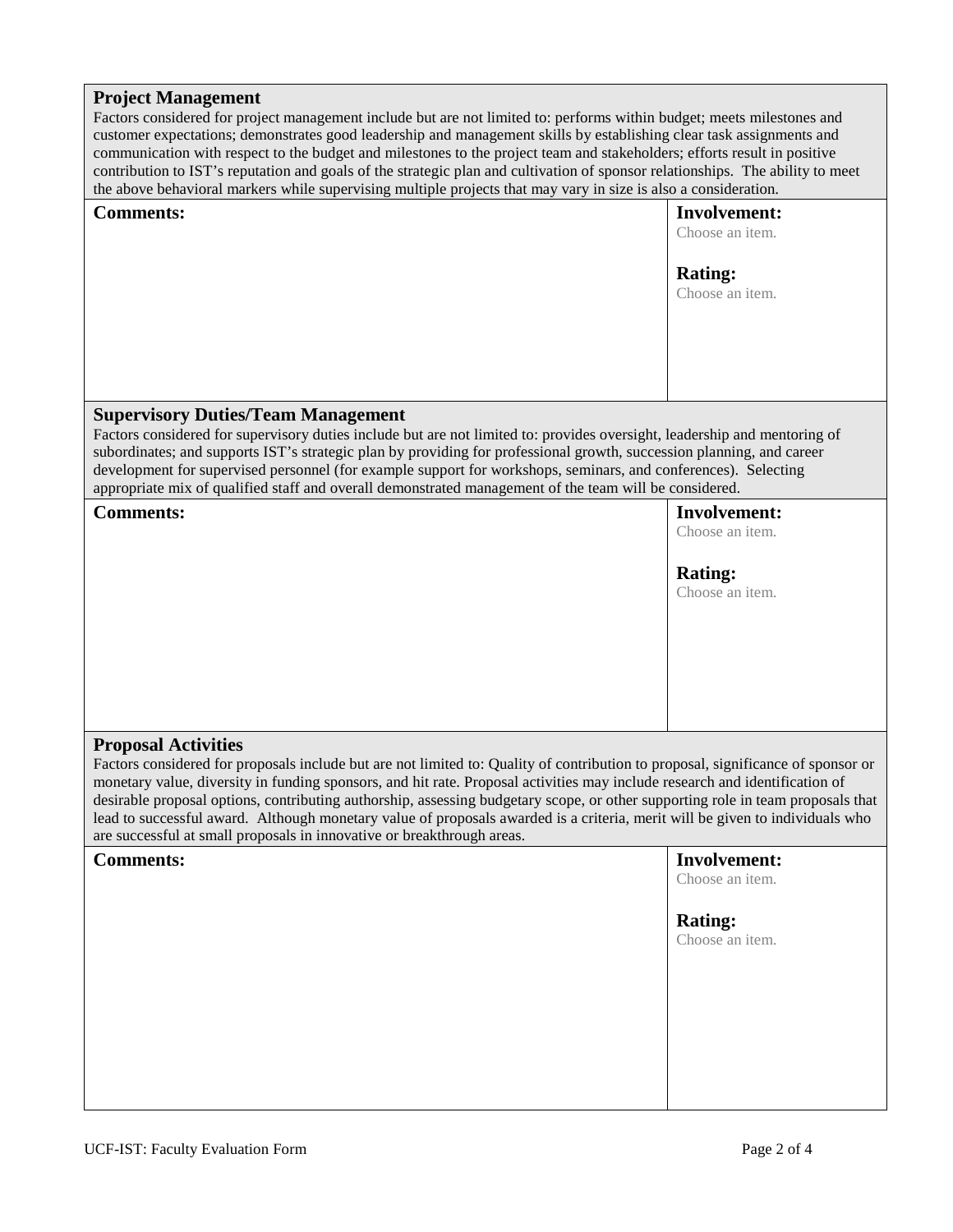## Project Management

Factors considered for project management include but are not limited to: performs within budget; meets milestones and customer expectations; demonstrates good leadership and management skills by establishing clear task assignments and communication with respect to the budget and milestones to the project team and stakeholders; efforts result in positive contribution to IST's reputation and goals of the strategic plan and cultivation of sponsor relationships. The ability to meet the above behavioral markers while supervising multiple projects that may vary in size is also a consideration.

| **Comments:** | **Involvement:**<br>Choose an item.<br><br>**Rating:**<br>Choose an item. |
|---|---|

## Supervisory Duties/Team Management

Factors considered for supervisory duties include but are not limited to: provides oversight, leadership and mentoring of subordinates; and supports IST's strategic plan by providing for professional growth, succession planning, and career development for supervised personnel (for example support for workshops, seminars, and conferences). Selecting appropriate mix of qualified staff and overall demonstrated management of the team will be considered.

| **Comments:** | **Involvement:**<br>Choose an item.<br><br>**Rating:**<br>Choose an item. |
|---|---|

## Proposal Activities

Factors considered for proposals include but are not limited to: Quality of contribution to proposal, significance of sponsor or monetary value, diversity in funding sponsors, and hit rate. Proposal activities may include research and identification of desirable proposal options, contributing authorship, assessing budgetary scope, or other supporting role in team proposals that lead to successful award. Although monetary value of proposals awarded is a criteria, merit will be given to individuals who are successful at small proposals in innovative or breakthrough areas.

| **Comments:** | **Involvement:**<br>Choose an item.<br><br>**Rating:**<br>Choose an item. |
|---|---|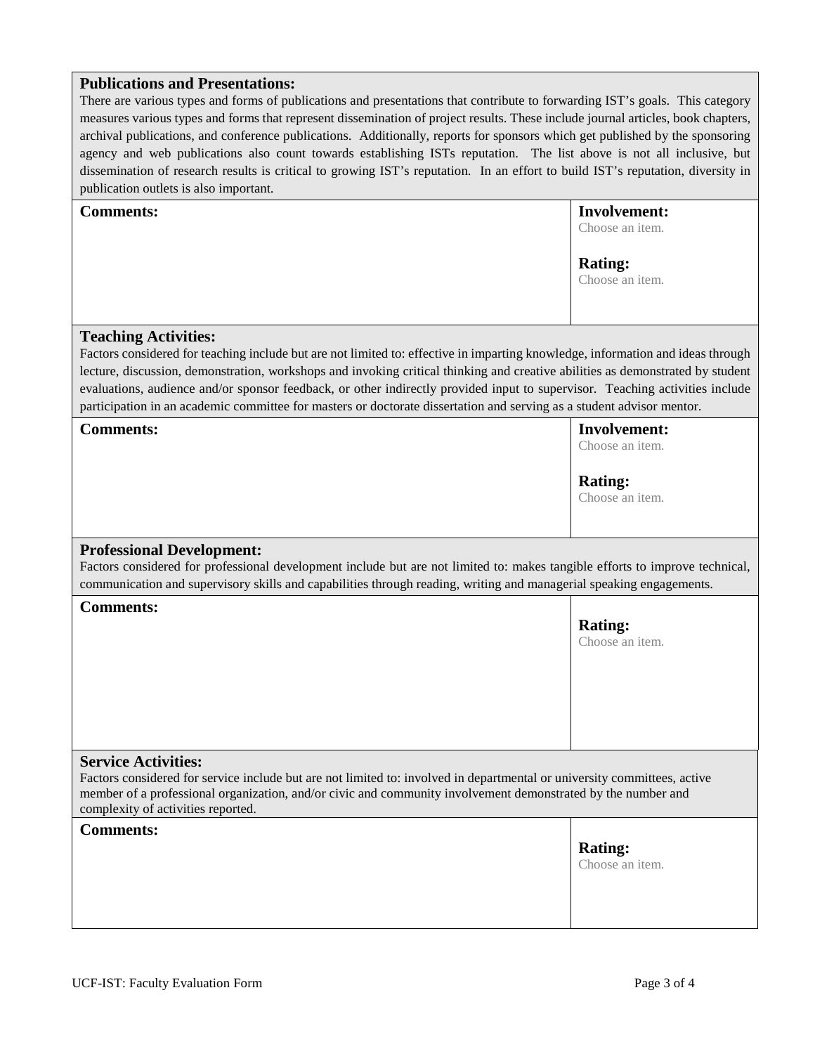**Publications and Presentations:**
There are various types and forms of publications and presentations that contribute to forwarding IST's goals. This category measures various types and forms that represent dissemination of project results. These include journal articles, book chapters, archival publications, and conference publications. Additionally, reports for sponsors which get published by the sponsoring agency and web publications also count towards establishing ISTs reputation. The list above is not all inclusive, but dissemination of research results is critical to growing IST's reputation. In an effort to build IST's reputation, diversity in publication outlets is also important.

| **Comments:** | **Involvement:** Choose an item. **Rating:** Choose an item. |
|---|---|

**Teaching Activities:**
Factors considered for teaching include but are not limited to: effective in imparting knowledge, information and ideas through lecture, discussion, demonstration, workshops and invoking critical thinking and creative abilities as demonstrated by student evaluations, audience and/or sponsor feedback, or other indirectly provided input to supervisor. Teaching activities include participation in an academic committee for masters or doctorate dissertation and serving as a student advisor mentor.

| **Comments:** | **Involvement:** Choose an item. **Rating:** Choose an item. |
|---|---|

**Professional Development:**
Factors considered for professional development include but are not limited to: makes tangible efforts to improve technical, communication and supervisory skills and capabilities through reading, writing and managerial speaking engagements.

| **Comments:** | **Rating:** Choose an item. |
|---|---|

**Service Activities:**
Factors considered for service include but are not limited to: involved in departmental or university committees, active member of a professional organization, and/or civic and community involvement demonstrated by the number and complexity of activities reported.

| **Comments:** | **Rating:** Choose an item. |
|---|---|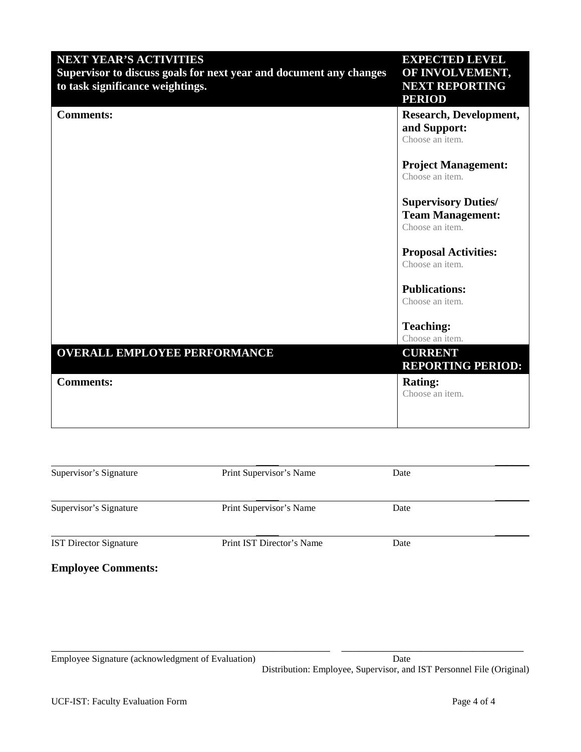| NEXT YEAR'S ACTIVITIES<br>Supervisor to discuss goals for next year and document any changes to task significance weightings. | EXPECTED LEVEL OF INVOLVEMENT, NEXT REPORTING PERIOD |
|---|---|
| **Comments:** | **Research, Development, and Support:**<br>Choose an item.<br><br>**Project Management:**<br>Choose an item.<br><br>**Supervisory Duties/ Team Management:**<br>Choose an item.<br><br>**Proposal Activities:**<br>Choose an item.<br><br>**Publications:**<br>Choose an item.<br><br>**Teaching:**<br>Choose an item. |
| **OVERALL EMPLOYEE PERFORMANCE** | **CURRENT REPORTING PERIOD:** |
| **Comments:** | **Rating:**<br>Choose an item. |

_______________________________________________________________

Supervisor's Signature          Print Supervisor's Name          Date

_______________________________________________________________

Supervisor's Signature          Print Supervisor's Name          Date

_______________________________________________________________

IST Director Signature          Print IST Director's Name          Date

**Employee Comments:**

_______________________________________________________________

Employee Signature (acknowledgment of Evaluation)          Date

Distribution: Employee, Supervisor, and IST Personnel File (Original)